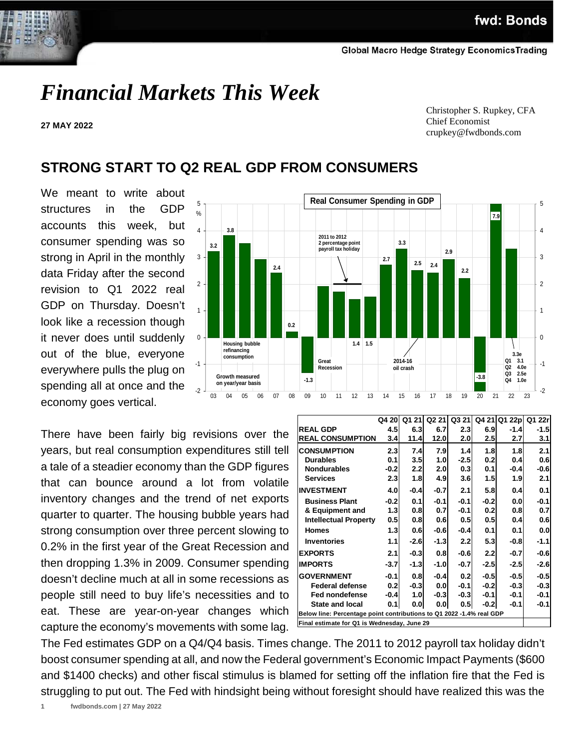fwd: Bonds

Global Macro Hedge Strategy EconomicsTrading

# *Financial Markets This Week*

**27 MAY 2022**

Christopher S. Rupkey, CFA
Chief Economist
crupkey@fwdbonds.com

## STRONG START TO Q2 REAL GDP FROM CONSUMERS

We meant to write about structures in the GDP accounts this week, but consumer spending was so strong in April in the monthly data Friday after the second revision to Q1 2022 real GDP on Thursday. Doesn't look like a recession though it never does until suddenly out of the blue, everyone everywhere pulls the plug on spending all at once and the economy goes vertical.

Real Consumer Spending in GDP

%

3.2, 3.8, 2.4, 0.2, -1.3, 1.4, 1.5, 2.7, 3.3, 2.5, 2.4, 2.9, 2.2, -3.8, 7.9

Housing bubble refinancing consumption

Growth measured on year/year basis

Great Recession

2011 to 2012 2 percentage point payroll tax holiday

2014-16 oil crash

3.3e
Q1 3.1
Q2 4.0e
Q3 2.5e
Q4 1.0e

03 04 05 06 07 08 09 10 11 12 13 14 15 16 17 18 19 20 21 22 23

There have been fairly big revisions over the years, but real consumption expenditures still tell a tale of a steadier economy than the GDP figures that can bounce around a lot from volatile inventory changes and the trend of net exports quarter to quarter. The housing bubble years had strong consumption over three percent slowing to 0.2% in the first year of the Great Recession and then dropping 1.3% in 2009. Consumer spending doesn't decline much at all in some recessions as people still need to buy life's necessities and to eat. These are year-on-year changes which capture the economy's movements with some lag.

| | Q4 20 | Q1 21 | Q2 21 | Q3 21 | Q4 21 | Q1 22p | Q1 22r |
|---|---|---|---|---|---|---|---|
| **REAL GDP** | 4.5 | 6.3 | 6.7 | 2.3 | 6.9 | -1.4 | -1.5 |
| **REAL CONSUMPTION** | 3.4 | 11.4 | 12.0 | 2.0 | 2.5 | 2.7 | 3.1 |
| **CONSUMPTION** | 2.3 | 7.4 | 7.9 | 1.4 | 1.8 | 1.8 | 2.1 |
| Durables | 0.1 | 3.5 | 1.0 | -2.5 | 0.2 | 0.4 | 0.6 |
| Nondurables | -0.2 | 2.2 | 2.0 | 0.3 | 0.1 | -0.4 | -0.6 |
| Services | 2.3 | 1.8 | 4.9 | 3.6 | 1.5 | 1.9 | 2.1 |
| **INVESTMENT** | 4.0 | -0.4 | -0.7 | 2.1 | 5.8 | 0.4 | 0.1 |
| Business Plant | -0.2 | 0.1 | -0.1 | -0.1 | -0.2 | 0.0 | -0.1 |
| & Equipment and | 1.3 | 0.8 | 0.7 | -0.1 | 0.2 | 0.8 | 0.7 |
| Intellectual Property | 0.5 | 0.8 | 0.6 | 0.5 | 0.5 | 0.4 | 0.6 |
| Homes | 1.3 | 0.6 | -0.6 | -0.4 | 0.1 | 0.1 | 0.0 |
| Inventories | 1.1 | -2.6 | -1.3 | 2.2 | 5.3 | -0.8 | -1.1 |
| **EXPORTS** | 2.1 | -0.3 | 0.8 | -0.6 | 2.2 | -0.7 | -0.6 |
| **IMPORTS** | -3.7 | -1.3 | -1.0 | -0.7 | -2.5 | -2.5 | -2.6 |
| **GOVERNMENT** | -0.1 | 0.8 | -0.4 | 0.2 | -0.5 | -0.5 | -0.5 |
| Federal defense | 0.2 | -0.3 | 0.0 | -0.1 | -0.2 | -0.3 | -0.3 |
| Fed nondefense | -0.4 | 1.0 | -0.3 | -0.3 | -0.1 | -0.1 | -0.1 |
| State and local | 0.1 | 0.0 | 0.0 | 0.5 | -0.2 | -0.1 | -0.1 |

Below line: Percentage point contributions to Q1 2022 -1.4% real GDP

Final estimate for Q1 is Wednesday, June 29

The Fed estimates GDP on a Q4/Q4 basis. Times change. The 2011 to 2012 payroll tax holiday didn't boost consumer spending at all, and now the Federal government's Economic Impact Payments ($600 and $1400 checks) and other fiscal stimulus is blamed for setting off the inflation fire that the Fed is struggling to put out. The Fed with hindsight being without foresight should have realized this was the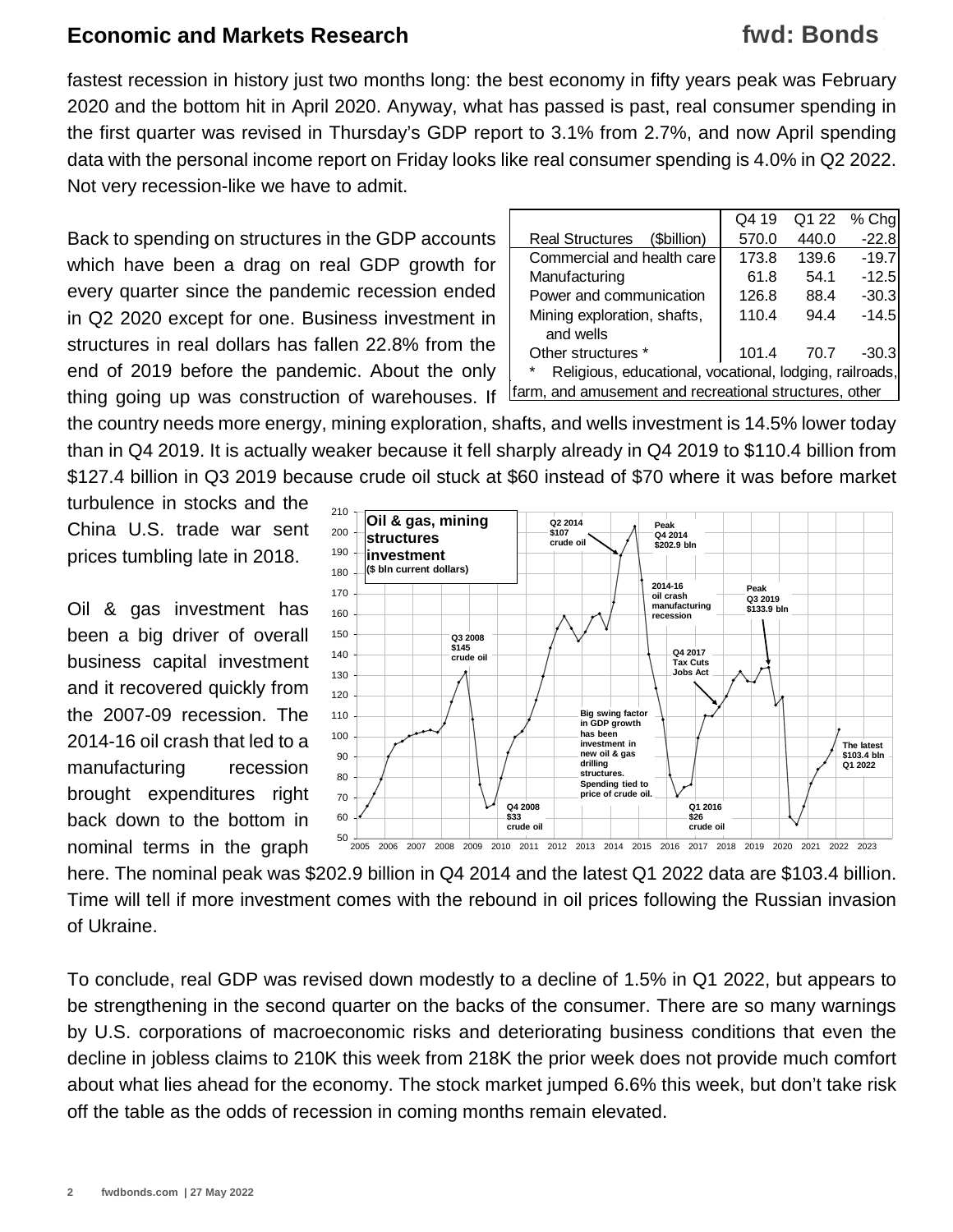fastest recession in history just two months long: the best economy in fifty years peak was February 2020 and the bottom hit in April 2020. Anyway, what has passed is past, real consumer spending in the first quarter was revised in Thursday's GDP report to 3.1% from 2.7%, and now April spending data with the personal income report on Friday looks like real consumer spending is 4.0% in Q2 2022. Not very recession-like we have to admit.

| | Q4 19 | Q1 22 | % Chg |
|---|---|---|---|
| Real Structures (\$billion) | 570.0 | 440.0 | -22.8 |
| Commercial and health care | 173.8 | 139.6 | -19.7 |
| Manufacturing | 61.8 | 54.1 | -12.5 |
| Power and communication | 126.8 | 88.4 | -30.3 |
| Mining exploration, shafts, and wells | 110.4 | 94.4 | -14.5 |
| Other structures * | 101.4 | 70.7 | -30.3 |

\* Religious, educational, vocational, lodging, railroads, farm, and amusement and recreational structures, other

Back to spending on structures in the GDP accounts which have been a drag on real GDP growth for every quarter since the pandemic recession ended in Q2 2020 except for one. Business investment in structures in real dollars has fallen 22.8% from the end of 2019 before the pandemic. About the only thing going up was construction of warehouses. If the country needs more energy, mining exploration, shafts, and wells investment is 14.5% lower today than in Q4 2019. It is actually weaker because it fell sharply already in Q4 2019 to \$110.4 billion from \$127.4 billion in Q3 2019 because crude oil stuck at \$60 instead of \$70 where it was before market turbulence in stocks and the China U.S. trade war sent prices tumbling late in 2018.

Oil & gas investment has been a big driver of overall business capital investment and it recovered quickly from the 2007-09 recession. The 2014-16 oil crash that led to a manufacturing recession brought expenditures right back down to the bottom in nominal terms in the graph here. The nominal peak was \$202.9 billion in Q4 2014 and the latest Q1 2022 data are \$103.4 billion. Time will tell if more investment comes with the rebound in oil prices following the Russian invasion of Ukraine.

**Oil & gas, mining structures investment**
($ bln current dollars)

Q2 2014 $107 crude oil
Peak Q4 2014 $202.9 bln
2014-16 oil crash manufacturing recession
Peak Q3 2019 $133.9 bln
Q3 2008 $145 crude oil
Q4 2017 Tax Cuts Jobs Act
Big swing factor in GDP growth has been investment in new oil & gas drilling structures. Spending tied to price of crude oil.
The latest $103.4 bln Q1 2022
Q4 2008 $33 crude oil
Q1 2016 $26 crude oil

50 60 70 80 90 100 110 120 130 140 150 160 170 180 190 200 210
2005 2006 2007 2008 2009 2010 2011 2012 2013 2014 2015 2016 2017 2018 2019 2020 2021 2022 2023

To conclude, real GDP was revised down modestly to a decline of 1.5% in Q1 2022, but appears to be strengthening in the second quarter on the backs of the consumer. There are so many warnings by U.S. corporations of macroeconomic risks and deteriorating business conditions that even the decline in jobless claims to 210K this week from 218K the prior week does not provide much comfort about what lies ahead for the economy. The stock market jumped 6.6% this week, but don't take risk off the table as the odds of recession in coming months remain elevated.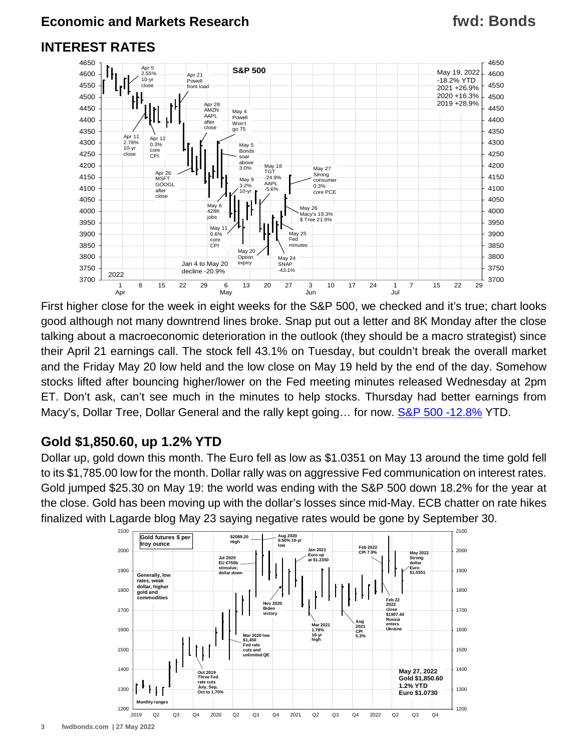## INTEREST RATES

S&P 500

Apr 5 2.55% 10-yr close

Apr 21 Powell front load

Apr 11 2.78% 10-yr close

Apr 12 0.3% core CPI

Apr 26 MSFT GOOGL after close

Apr 28 AMZN AAPL after close

May 4 Powell Won't go 75

May 5 Bonds soar above 3.0%

May 6 428K jobs

May 9 3.2% 10-yr

May 11 0.6% core CPI

May 18 TGT -24.9% AAPL -5.6%

May 20 Option expiry

May 24 SNAP -43.1%

May 25 Fed minutes

May 26 Macy's 19.3% $ Tree 21.9%

May 27 Strong consumer 0.3% core PCE

May 19, 2022 -18.2% YTD 2021 +26.9% 2020 +16.3% 2019 +28.9%

Jan 4 to May 20 decline -20.9%

2022

First higher close for the week in eight weeks for the S&P 500, we checked and it's true; chart looks good although not many downtrend lines broke. Snap put out a letter and 8K Monday after the close talking about a macroeconomic deterioration in the outlook (they should be a macro strategist) since their April 21 earnings call. The stock fell 43.1% on Tuesday, but couldn't break the overall market and the Friday May 20 low held and the low close on May 19 held by the end of the day. Somehow stocks lifted after bouncing higher/lower on the Fed meeting minutes released Wednesday at 2pm ET. Don't ask, can't see much in the minutes to help stocks. Thursday had better earnings from Macy's, Dollar Tree, Dollar General and the rally kept going… for now. S&P 500 -12.8% YTD.

## Gold $1,850.60, up 1.2% YTD

Dollar up, gold down this month. The Euro fell as low as $1.0351 on May 13 around the time gold fell to its $1,785.00 low for the month. Dollar rally was on aggressive Fed communication on interest rates. Gold jumped $25.30 on May 19: the world was ending with the S&P 500 down 18.2% for the year at the close. Gold has been moving up with the dollar's losses since mid-May. ECB chatter on rate hikes finalized with Lagarde blog May 23 saying negative rates would be gone by September 30.

Gold futures $ per troy ounce

Generally, low rates, weak dollar, higher gold and commodities

Oct 2019 Three Fed rate cuts July, Sep, Oct to 1.75%

Mar 2020 low $1,450 Fed rate cuts and unlimited QE

Jul 2020 EU €750b stimulus; dollar down

$2089.20 High

Aug 2020 0.50% 10-yr low

Nov 2020 Biden victory

Jan 2021 Euro up at $1.2350

Mar 2021 1.78% 10-yr high

Aug 2021 CPI 5.3%

Feb 2022 CPI 7.9%

Feb 22 2022 close $1907.40 Russia enters Ukraine

May 2022 Strong dollar Euro $1.0351

May 27, 2022 Gold $1,850.60 1.2% YTD Euro $1.0730

Monthly ranges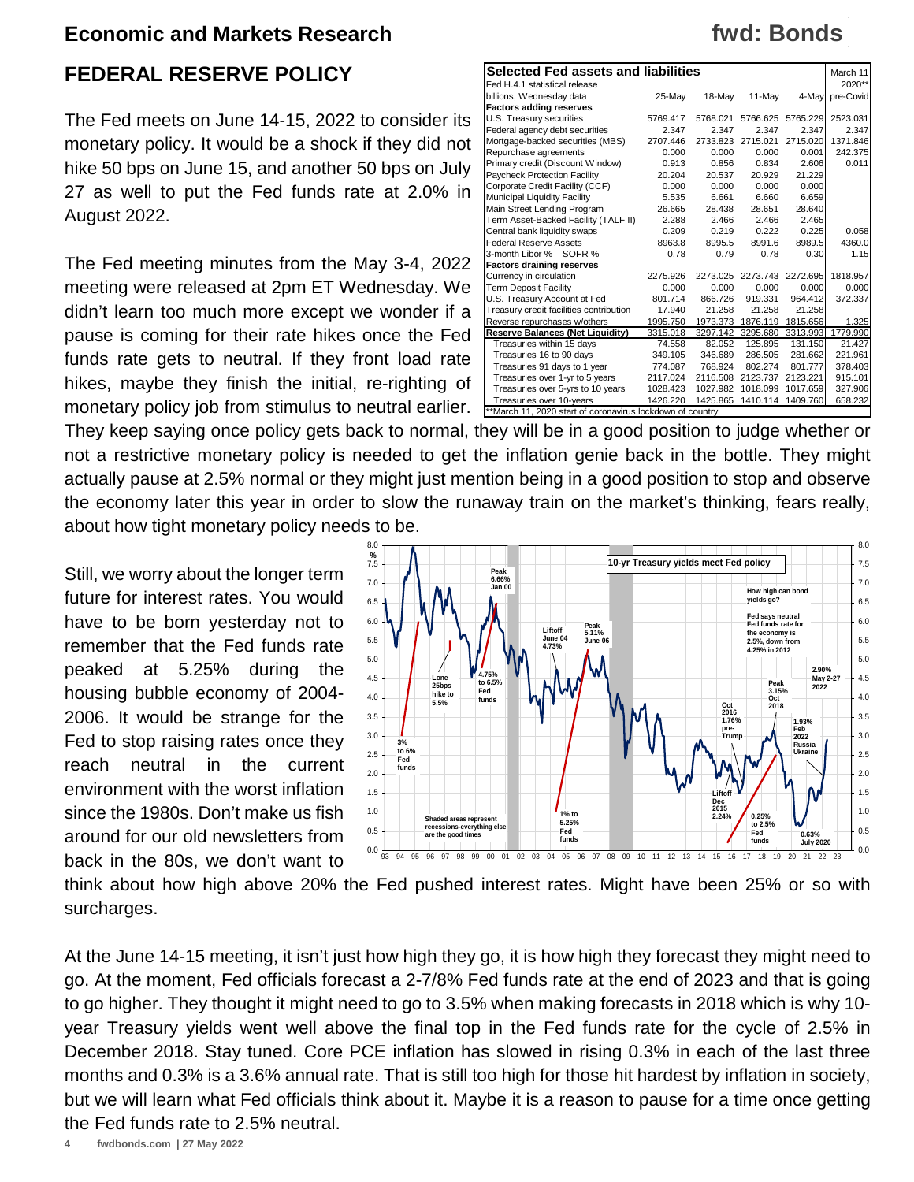# FEDERAL RESERVE POLICY

The Fed meets on June 14-15, 2022 to consider its monetary policy. It would be a shock if they did not hike 50 bps on June 15, and another 50 bps on July 27 as well to put the Fed funds rate at 2.0% in August 2022.

The Fed meeting minutes from the May 3-4, 2022 meeting were released at 2pm ET Wednesday. We didn't learn too much more except we wonder if a pause is coming for their rate hikes once the Fed funds rate gets to neutral. If they front load rate hikes, maybe they finish the initial, re-righting of monetary policy job from stimulus to neutral earlier. They keep saying once policy gets back to normal, they will be in a good position to judge whether or not a restrictive monetary policy is needed to get the inflation genie back in the bottle. They might actually pause at 2.5% normal or they might just mention being in a good position to stop and observe the economy later this year in order to slow the runaway train on the market's thinking, fears really, about how tight monetary policy needs to be.

| Selected Fed assets and liabilities | | | | | March 11 |
|---|---|---|---|---|---|
| Fed H.4.1 statistical release | | | | | 2020** |
| billions, Wednesday data | 25-May | 18-May | 11-May | 4-May | pre-Covid |
| **Factors adding reserves** | | | | | |
| U.S. Treasury securities | 5769.417 | 5768.021 | 5766.625 | 5765.229 | 2523.031 |
| Federal agency debt securities | 2.347 | 2.347 | 2.347 | 2.347 | 2.347 |
| Mortgage-backed securities (MBS) | 2707.446 | 2733.823 | 2715.021 | 2715.020 | 1371.846 |
| Repurchase agreements | 0.000 | 0.000 | 0.000 | 0.001 | 242.375 |
| Primary credit (Discount Window) | 0.913 | 0.856 | 0.834 | 2.606 | 0.011 |
| Paycheck Protection Facility | 20.204 | 20.537 | 20.929 | 21.229 | |
| Corporate Credit Facility (CCF) | 0.000 | 0.000 | 0.000 | 0.000 | |
| Municipal Liquidity Facility | 5.535 | 6.661 | 6.660 | 6.659 | |
| Main Street Lending Program | 26.665 | 28.438 | 28.651 | 28.640 | |
| Term Asset-Backed Facility (TALF II) | 2.288 | 2.466 | 2.466 | 2.465 | |
| Central bank liquidity swaps | 0.209 | 0.219 | 0.222 | 0.225 | 0.058 |
| Federal Reserve Assets | 8963.8 | 8995.5 | 8991.6 | 8989.5 | 4360.0 |
| ~~3-month Libor %~~ SOFR % | 0.78 | 0.79 | 0.78 | 0.30 | 1.15 |
| **Factors draining reserves** | | | | | |
| Currency in circulation | 2275.926 | 2273.025 | 2273.743 | 2272.695 | 1818.957 |
| Term Deposit Facility | 0.000 | 0.000 | 0.000 | 0.000 | 0.000 |
| U.S. Treasury Account at Fed | 801.714 | 866.726 | 919.331 | 964.412 | 372.337 |
| Treasury credit facilities contribution | 17.940 | 21.258 | 21.258 | 21.258 | |
| Reverse repurchases w/others | 1995.750 | 1973.373 | 1876.119 | 1815.656 | 1.325 |
| **Reserve Balances (Net Liquidity)** | 3315.018 | 3297.142 | 3295.680 | 3313.993 | 1779.990 |
| Treasuries within 15 days | 74.558 | 82.052 | 125.895 | 131.150 | 21.427 |
| Treasuries 16 to 90 days | 349.105 | 346.689 | 286.505 | 281.662 | 221.961 |
| Treasuries 91 days to 1 year | 774.087 | 768.924 | 802.274 | 801.777 | 378.403 |
| Treasuries over 1-yr to 5 years | 2117.024 | 2116.508 | 2123.737 | 2123.221 | 915.101 |
| Treasuries over 5-yrs to 10 years | 1028.423 | 1027.982 | 1018.099 | 1017.659 | 327.906 |
| Treasuries over 10-years | 1426.220 | 1425.865 | 1410.114 | 1409.760 | 658.232 |

**March 11, 2020 start of coronavirus lockdown of country

Still, we worry about the longer term future for interest rates. You would have to be born yesterday not to remember that the Fed funds rate peaked at 5.25% during the housing bubble economy of 2004-2006. It would be strange for the Fed to stop raising rates once they reach neutral in the current environment with the worst inflation since the 1980s. Don't make us fish around for our old newsletters from back in the 80s, we don't want to think about how high above 20% the Fed pushed interest rates. Might have been 25% or so with surcharges.

10-yr Treasury yields meet Fed policy

%

Peak 6.66% Jan 00

Lone 25bps hike to 5.5%

4.75% to 6.5% Fed funds

3% to 6% Fed funds

Liftoff June 04 4.73%

Peak 5.11% June 06

1% to 5.25% Fed funds

Shaded areas represent recessions-everything else are the good times

How high can bond yields go?

Fed says neutral Fed funds rate for the economy is 2.5%, down from 4.25% in 2012

Oct 2016 1.76% pre-Trump

Peak 3.15% Oct 2018

2.90% May 2-27 2022

1.93% Feb 2022 Russia Ukraine

Liftoff Dec 2015 2.24%

0.25% to 2.5% Fed funds

0.63% July 2020

93 94 95 96 97 98 99 00 01 02 03 04 05 06 07 08 09 10 11 12 13 14 15 16 17 18 19 20 21 22 23

At the June 14-15 meeting, it isn't just how high they go, it is how high they forecast they might need to go. At the moment, Fed officials forecast a 2-7/8% Fed funds rate at the end of 2023 and that is going to go higher. They thought it might need to go to 3.5% when making forecasts in 2018 which is why 10-year Treasury yields went well above the final top in the Fed funds rate for the cycle of 2.5% in December 2018. Stay tuned. Core PCE inflation has slowed in rising 0.3% in each of the last three months and 0.3% is a 3.6% annual rate. That is still too high for those hit hardest by inflation in society, but we will learn what Fed officials think about it. Maybe it is a reason to pause for a time once getting the Fed funds rate to 2.5% neutral.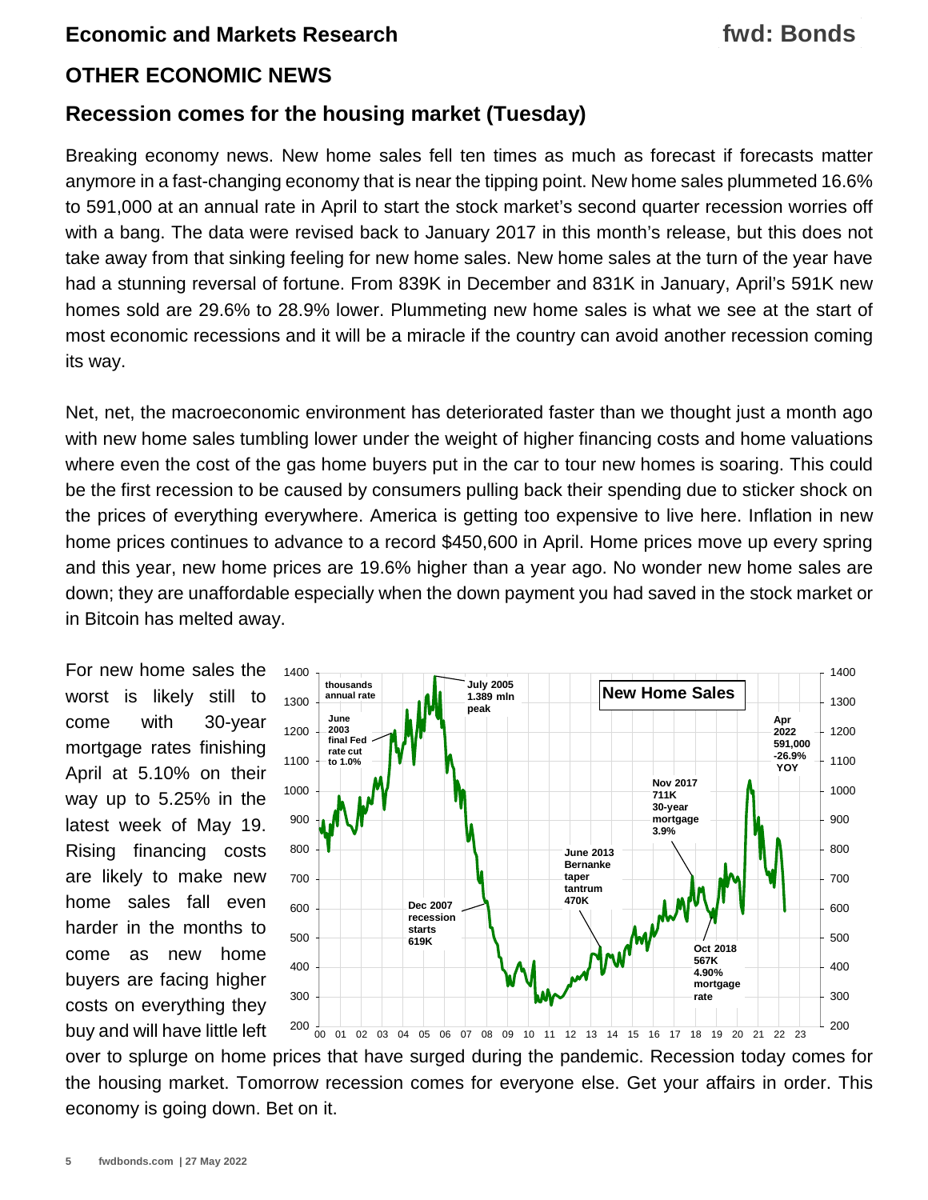## OTHER ECONOMIC NEWS

### Recession comes for the housing market (Tuesday)

Breaking economy news. New home sales fell ten times as much as forecast if forecasts matter anymore in a fast-changing economy that is near the tipping point. New home sales plummeted 16.6% to 591,000 at an annual rate in April to start the stock market's second quarter recession worries off with a bang. The data were revised back to January 2017 in this month's release, but this does not take away from that sinking feeling for new home sales. New home sales at the turn of the year have had a stunning reversal of fortune. From 839K in December and 831K in January, April's 591K new homes sold are 29.6% to 28.9% lower. Plummeting new home sales is what we see at the start of most economic recessions and it will be a miracle if the country can avoid another recession coming its way.

Net, net, the macroeconomic environment has deteriorated faster than we thought just a month ago with new home sales tumbling lower under the weight of higher financing costs and home valuations where even the cost of the gas home buyers put in the car to tour new homes is soaring. This could be the first recession to be caused by consumers pulling back their spending due to sticker shock on the prices of everything everywhere. America is getting too expensive to live here. Inflation in new home prices continues to advance to a record $450,600 in April. Home prices move up every spring and this year, new home prices are 19.6% higher than a year ago. No wonder new home sales are down; they are unaffordable especially when the down payment you had saved in the stock market or in Bitcoin has melted away.

For new home sales the worst is likely still to come with 30-year mortgage rates finishing April at 5.10% on their way up to 5.25% in the latest week of May 19. Rising financing costs are likely to make new home sales fall even harder in the months to come as new home buyers are facing higher costs on everything they buy and will have little left over to splurge on home prices that have surged during the pandemic. Recession today comes for the housing market. Tomorrow recession comes for everyone else. Get your affairs in order. This economy is going down. Bet on it.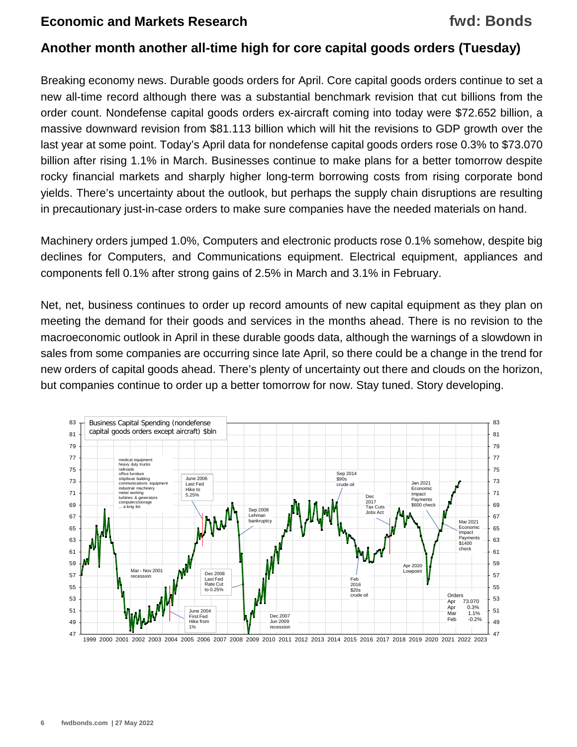## Another month another all-time high for core capital goods orders (Tuesday)

Breaking economy news. Durable goods orders for April. Core capital goods orders continue to set a new all-time record although there was a substantial benchmark revision that cut billions from the order count. Nondefense capital goods orders ex-aircraft coming into today were $72.652 billion, a massive downward revision from $81.113 billion which will hit the revisions to GDP growth over the last year at some point. Today's April data for nondefense capital goods orders rose 0.3% to $73.070 billion after rising 1.1% in March. Businesses continue to make plans for a better tomorrow despite rocky financial markets and sharply higher long-term borrowing costs from rising corporate bond yields. There's uncertainty about the outlook, but perhaps the supply chain disruptions are resulting in precautionary just-in-case orders to make sure companies have the needed materials on hand.

Machinery orders jumped 1.0%, Computers and electronic products rose 0.1% somehow, despite big declines for Computers, and Communications equipment. Electrical equipment, appliances and components fell 0.1% after strong gains of 2.5% in March and 3.1% in February.

Net, net, business continues to order up record amounts of new capital equipment as they plan on meeting the demand for their goods and services in the months ahead. There is no revision to the macroeconomic outlook in April in these durable goods data, although the warnings of a slowdown in sales from some companies are occurring since late April, so there could be a change in the trend for new orders of capital goods ahead. There's plenty of uncertainty out there and clouds on the horizon, but companies continue to order up a better tomorrow for now. Stay tuned. Story developing.

Business Capital Spending (nondefense capital goods orders except aircraft) $bln

| Orders | |
|---|---|
| Apr | 73.070 |
| Apr | 0.3% |
| Mar | 1.1% |
| Feb | -0.2% |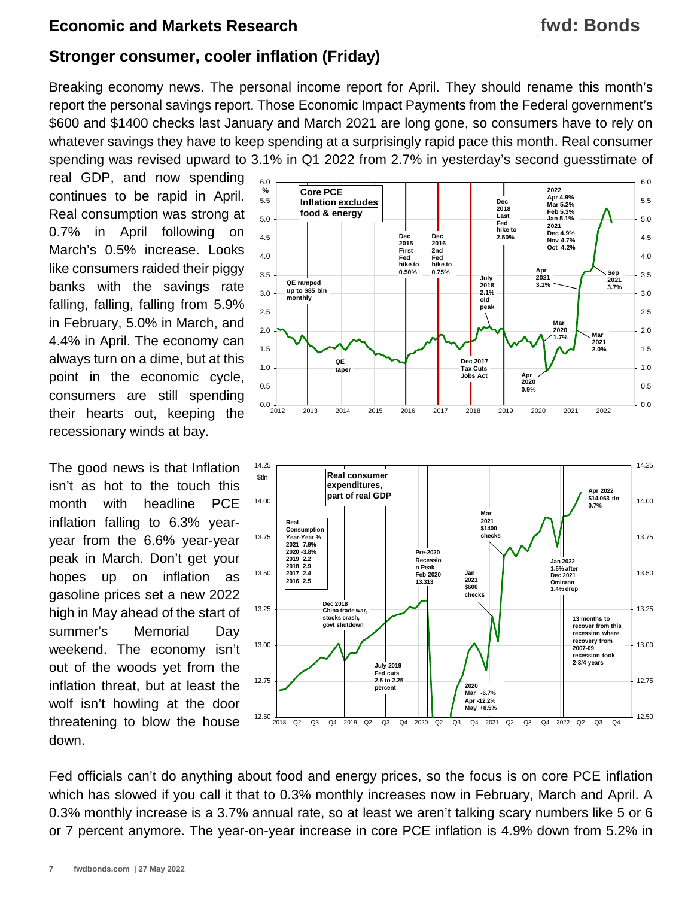## Stronger consumer, cooler inflation (Friday)

Breaking economy news. The personal income report for April. They should rename this month's report the personal savings report. Those Economic Impact Payments from the Federal government's $600 and $1400 checks last January and March 2021 are long gone, so consumers have to rely on whatever savings they have to keep spending at a surprisingly rapid pace this month. Real consumer spending was revised upward to 3.1% in Q1 2022 from 2.7% in yesterday's second guesstimate of real GDP, and now spending continues to be rapid in April. Real consumption was strong at 0.7% in April following on March's 0.5% increase. Looks like consumers raided their piggy banks with the savings rate falling, falling, falling from 5.9% in February, 5.0% in March, and 4.4% in April. The economy can always turn on a dime, but at this point in the economic cycle, consumers are still spending their hearts out, keeping the recessionary winds at bay.

Core PCE
Inflation excludes
food & energy
%
6.0
5.5
5.0
4.5
4.0
3.5
3.0
2.5
2.0
1.5
1.0
0.5
0.0
2012 2013 2014 2015 2016 2017 2018 2019 2020 2021 2022
QE ramped up to $85 bln monthly
QE taper
Dec 2015 First Fed hike to 0.50%
Dec 2016 2nd Fed hike to 0.75%
Dec 2017 Tax Cuts Jobs Act
July 2018 2.1% old peak
Dec 2018 Last Fed hike to 2.50%
Mar 2020 1.7%
Apr 2020 0.9%
Apr 2021 3.1%
Mar 2021 2.0%
Sep 2021 3.7%
2022 Apr 4.9% Mar 5.2% Feb 5.3% Jan 5.1%
2021 Dec 4.9% Nov 4.7% Oct 4.2%

The good news is that Inflation isn't as hot to the touch this month with headline PCE inflation falling to 6.3% year-year from the 6.6% year-year peak in March. Don't get your hopes up on inflation as gasoline prices set a new 2022 high in May ahead of the start of summer's Memorial Day weekend. The economy isn't out of the woods yet from the inflation threat, but at least the wolf isn't howling at the door threatening to blow the house down.

Real consumer expenditures, part of real GDP
$tln
14.25
14.00
13.75
13.50
13.25
13.00
12.75
12.50
2018 Q2 Q3 Q4 2019 Q2 Q3 Q4 2020 Q2 Q3 Q4 2021 Q2 Q3 Q4 2022 Q2 Q3 Q4
Real Consumption Year-Year %
2021 7.9%
2020 -3.8%
2019 2.2
2018 2.9
2017 2.4
2016 2.5
Dec 2018 China trade war, stocks crash, govt shutdown
July 2019 Fed cuts 2.5 to 2.25 percent
Pre-2020 Recession Peak Feb 2020 13.313
2020 Mar -6.7% Apr -12.2% May +8.5%
Jan 2021 $600 checks
Mar 2021 $1400 checks
Jan 2022 1.5% after Dec 2021 Omicron 1.4% drop
Apr 2022 $14.063 tln 0.7%
13 months to recover from this recession where recovery from 2007-09 recession took 2-3/4 years

Fed officials can't do anything about food and energy prices, so the focus is on core PCE inflation which has slowed if you call it that to 0.3% monthly increases now in February, March and April. A 0.3% monthly increase is a 3.7% annual rate, so at least we aren't talking scary numbers like 5 or 6 or 7 percent anymore. The year-on-year increase in core PCE inflation is 4.9% down from 5.2% in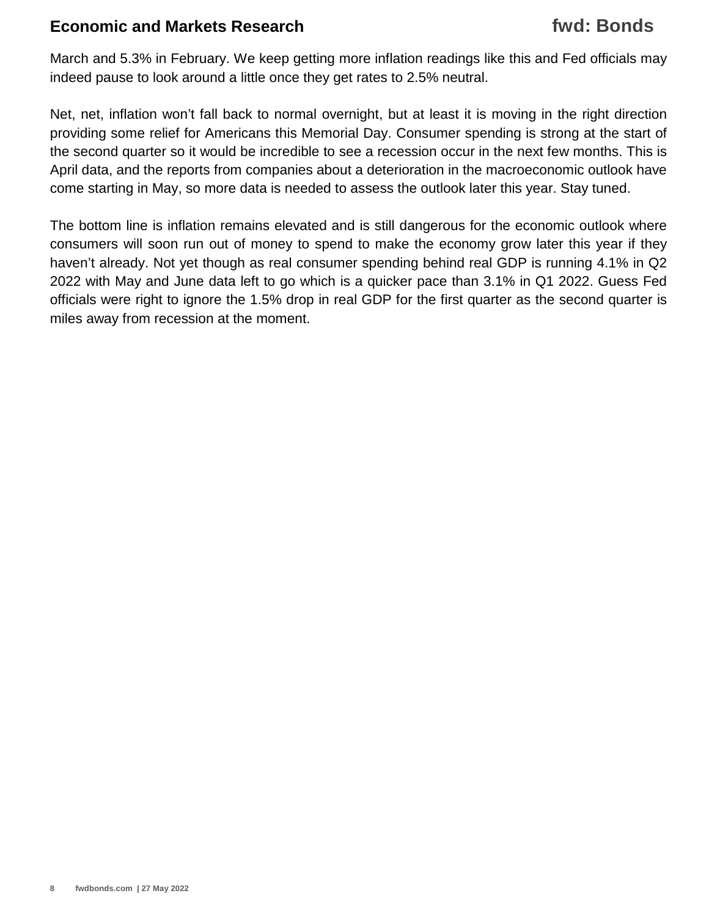March and 5.3% in February. We keep getting more inflation readings like this and Fed officials may indeed pause to look around a little once they get rates to 2.5% neutral.

Net, net, inflation won't fall back to normal overnight, but at least it is moving in the right direction providing some relief for Americans this Memorial Day. Consumer spending is strong at the start of the second quarter so it would be incredible to see a recession occur in the next few months. This is April data, and the reports from companies about a deterioration in the macroeconomic outlook have come starting in May, so more data is needed to assess the outlook later this year. Stay tuned.

The bottom line is inflation remains elevated and is still dangerous for the economic outlook where consumers will soon run out of money to spend to make the economy grow later this year if they haven't already. Not yet though as real consumer spending behind real GDP is running 4.1% in Q2 2022 with May and June data left to go which is a quicker pace than 3.1% in Q1 2022. Guess Fed officials were right to ignore the 1.5% drop in real GDP for the first quarter as the second quarter is miles away from recession at the moment.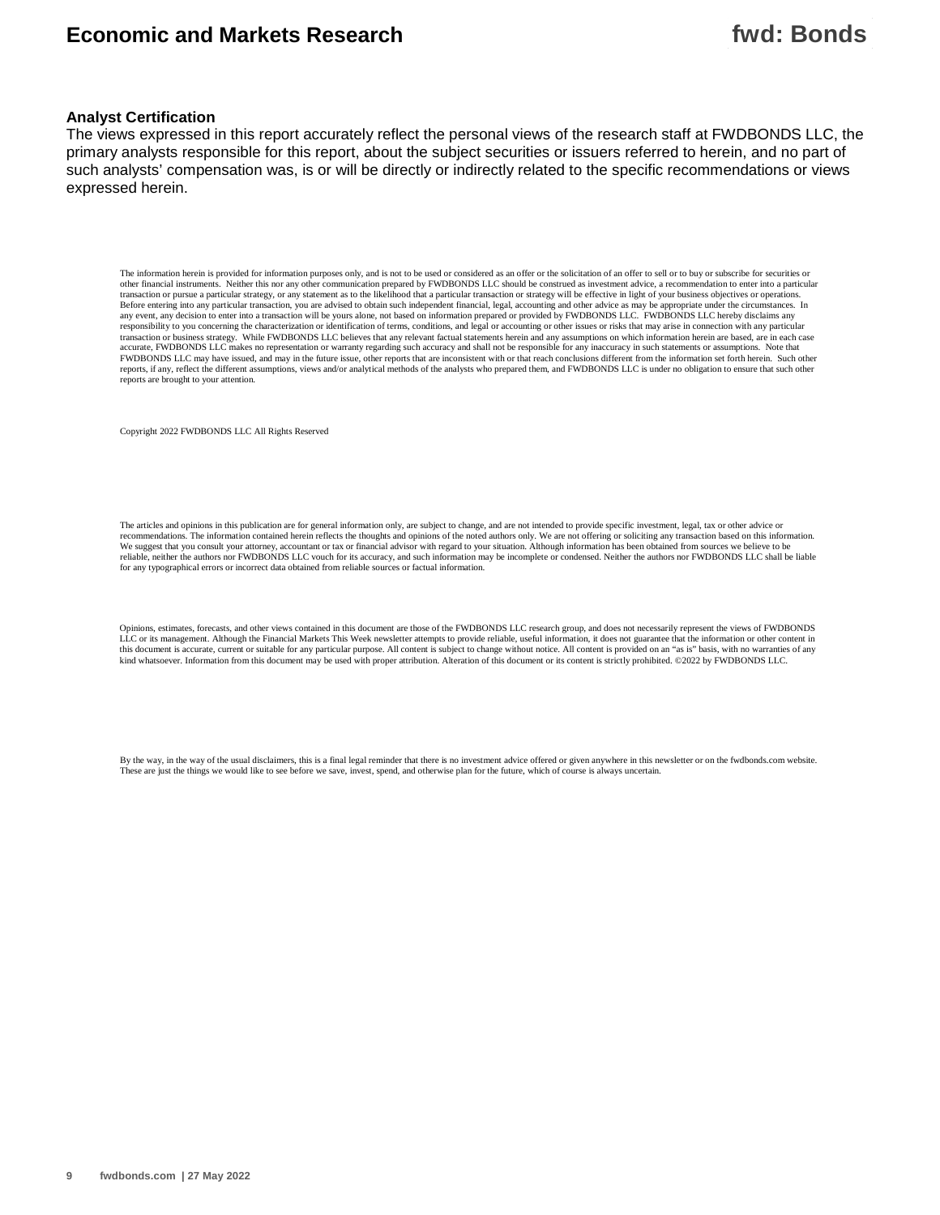**Analyst Certification**

The views expressed in this report accurately reflect the personal views of the research staff at FWDBONDS LLC, the primary analysts responsible for this report, about the subject securities or issuers referred to herein, and no part of such analysts' compensation was, is or will be directly or indirectly related to the specific recommendations or views expressed herein.

The information herein is provided for information purposes only, and is not to be used or considered as an offer or the solicitation of an offer to sell or to buy or subscribe for securities or other financial instruments. Neither this nor any other communication prepared by FWDBONDS LLC should be construed as investment advice, a recommendation to enter into a particular transaction or pursue a particular strategy, or any statement as to the likelihood that a particular transaction or strategy will be effective in light of your business objectives or operations. Before entering into any particular transaction, you are advised to obtain such independent financial, legal, accounting and other advice as may be appropriate under the circumstances. In any event, any decision to enter into a transaction will be yours alone, not based on information prepared or provided by FWDBONDS LLC. FWDBONDS LLC hereby disclaims any responsibility to you concerning the characterization or identification of terms, conditions, and legal or accounting or other issues or risks that may arise in connection with any particular transaction or business strategy. While FWDBONDS LLC believes that any relevant factual statements herein and any assumptions on which information herein are based, are in each case accurate, FWDBONDS LLC makes no representation or warranty regarding such accuracy and shall not be responsible for any inaccuracy in such statements or assumptions. Note that FWDBONDS LLC may have issued, and may in the future issue, other reports that are inconsistent with or that reach conclusions different from the information set forth herein. Such other reports, if any, reflect the different assumptions, views and/or analytical methods of the analysts who prepared them, and FWDBONDS LLC is under no obligation to ensure that such other reports are brought to your attention.

Copyright 2022 FWDBONDS LLC All Rights Reserved

The articles and opinions in this publication are for general information only, are subject to change, and are not intended to provide specific investment, legal, tax or other advice or recommendations. The information contained herein reflects the thoughts and opinions of the noted authors only. We are not offering or soliciting any transaction based on this information. We suggest that you consult your attorney, accountant or tax or financial advisor with regard to your situation. Although information has been obtained from sources we believe to be reliable, neither the authors nor FWDBONDS LLC vouch for its accuracy, and such information may be incomplete or condensed. Neither the authors nor FWDBONDS LLC shall be liable for any typographical errors or incorrect data obtained from reliable sources or factual information.

Opinions, estimates, forecasts, and other views contained in this document are those of the FWDBONDS LLC research group, and does not necessarily represent the views of FWDBONDS LLC or its management. Although the Financial Markets This Week newsletter attempts to provide reliable, useful information, it does not guarantee that the information or other content in this document is accurate, current or suitable for any particular purpose. All content is subject to change without notice. All content is provided on an "as is" basis, with no warranties of any kind whatsoever. Information from this document may be used with proper attribution. Alteration of this document or its content is strictly prohibited. ©2022 by FWDBONDS LLC.

By the way, in the way of the usual disclaimers, this is a final legal reminder that there is no investment advice offered or given anywhere in this newsletter or on the fwdbonds.com website. These are just the things we would like to see before we save, invest, spend, and otherwise plan for the future, which of course is always uncertain.